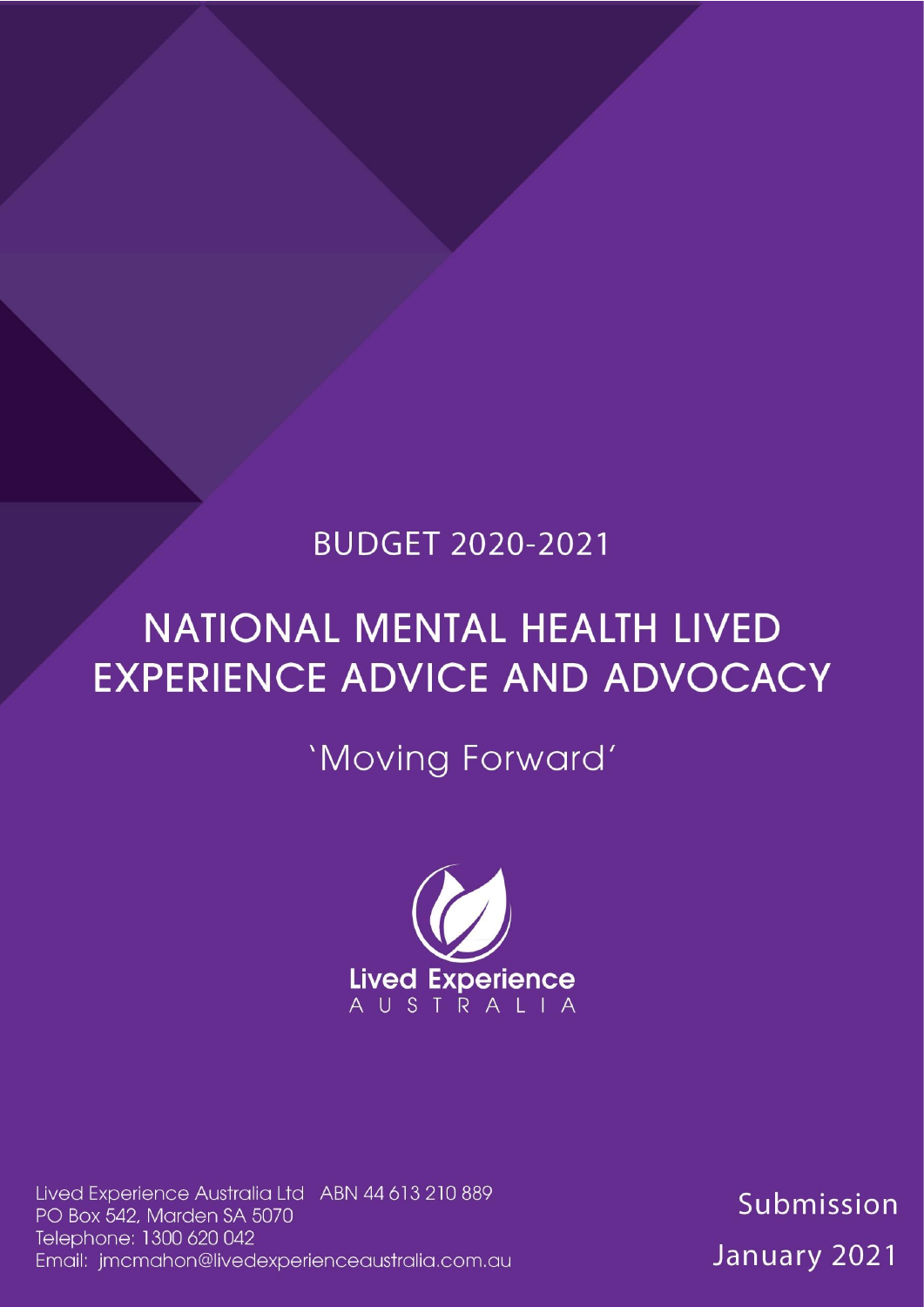BUDGET 2020-2021

# NATIONAL MENTAL HEALTH LIVED EXPERIENCE ADVICE AND ADVOCACY

## 'Moving Forward'

Lived Experience AUSTRALIA

Lived Experience Australia Ltd ABN 44 613 210 889
PO Box 542, Marden SA 5070
Telephone: 1300 620 042
Email: jmcmahon@livedexperienceaustralia.com.au

Submission

January 2021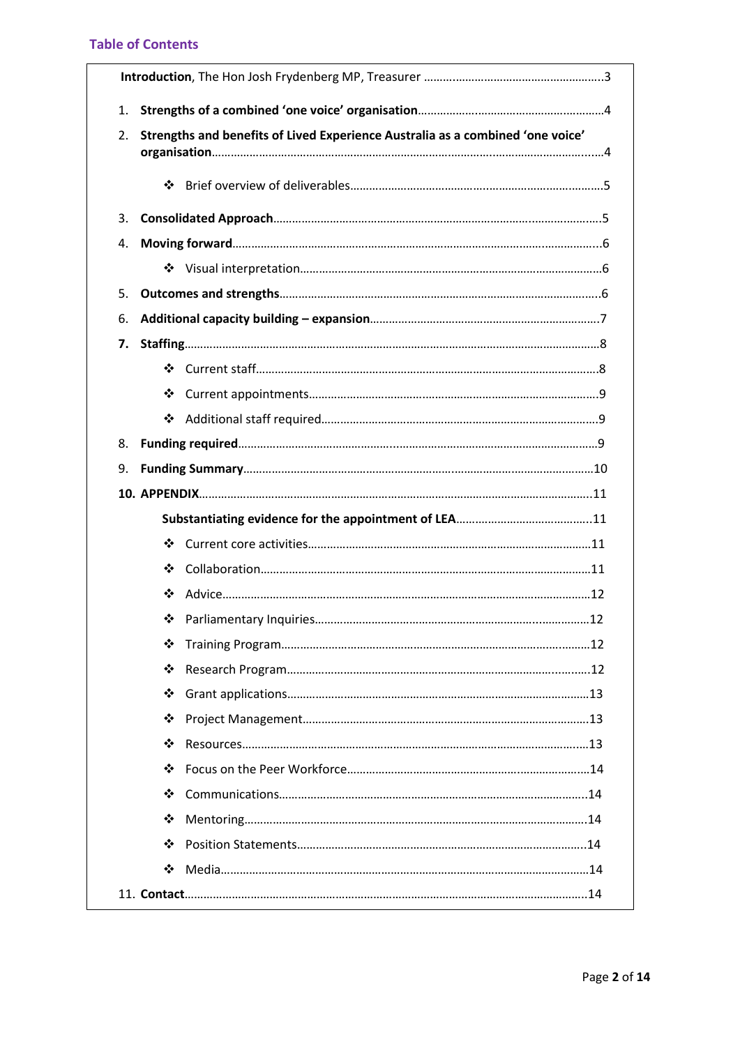## Table of Contents

**Introduction**, The Hon Josh Frydenberg MP, Treasurer ..........3

1. **Strengths of a combined 'one voice' organisation**..........4
2. **Strengths and benefits of Lived Experience Australia as a combined 'one voice' organisation**..........4
   - ❖ Brief overview of deliverables..........5
3. **Consolidated Approach**..........5
4. **Moving forward**..........6
   - ❖ Visual interpretation..........6
5. **Outcomes and strengths**..........6
6. **Additional capacity building – expansion**..........7
7. **Staffing**..........8
   - ❖ Current staff..........8
   - ❖ Current appointments..........9
   - ❖ Additional staff required..........9
8. **Funding required**..........9
9. **Funding Summary**..........10
10. **APPENDIX**..........11
    - **Substantiating evidence for the appointment of LEA**..........11
    - ❖ Current core activities..........11
    - ❖ Collaboration..........11
    - ❖ Advice..........12
    - ❖ Parliamentary Inquiries..........12
    - ❖ Training Program..........12
    - ❖ Research Program..........12
    - ❖ Grant applications..........13
    - ❖ Project Management..........13
    - ❖ Resources..........13
    - ❖ Focus on the Peer Workforce..........14
    - ❖ Communications..........14
    - ❖ Mentoring..........14
    - ❖ Position Statements..........14
    - ❖ Media..........14
11. **Contact**..........14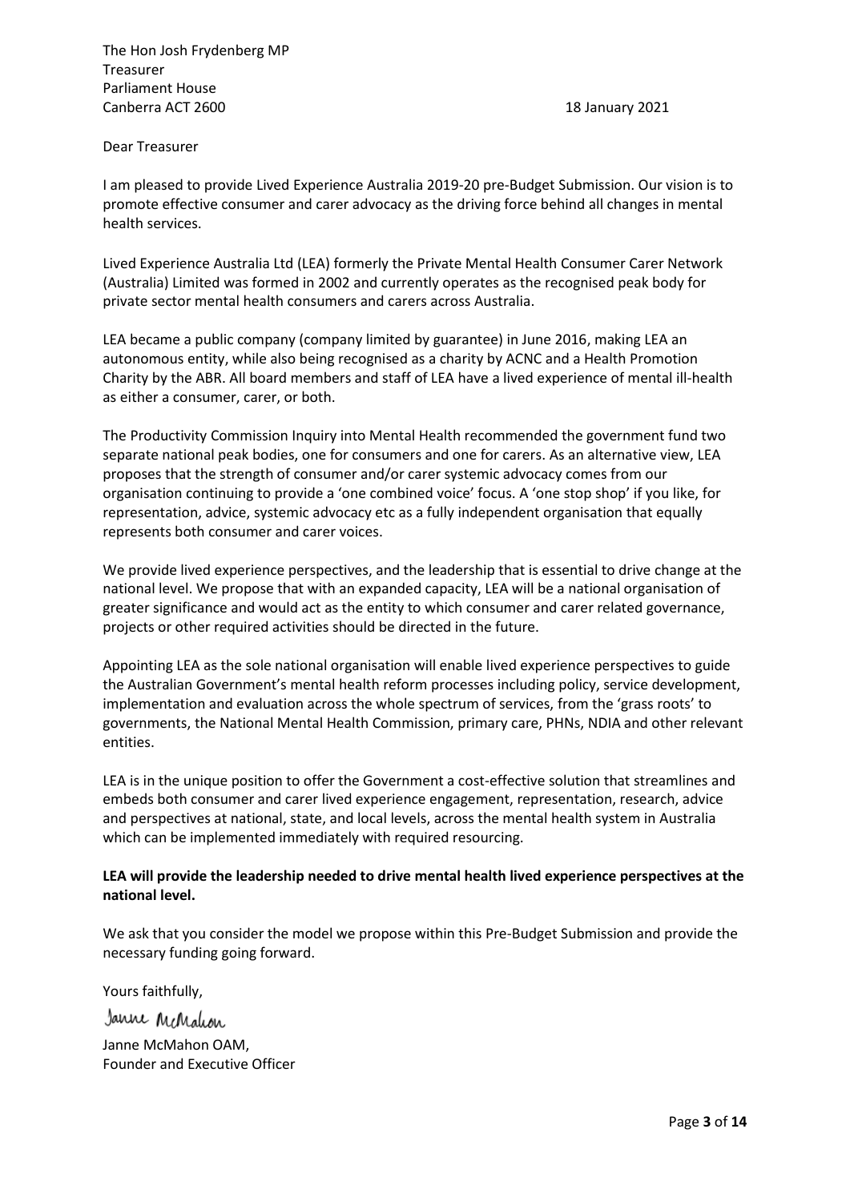The Hon Josh Frydenberg MP
Treasurer
Parliament House
Canberra ACT 2600

18 January 2021

Dear Treasurer

I am pleased to provide Lived Experience Australia 2019-20 pre-Budget Submission. Our vision is to promote effective consumer and carer advocacy as the driving force behind all changes in mental health services.

Lived Experience Australia Ltd (LEA) formerly the Private Mental Health Consumer Carer Network (Australia) Limited was formed in 2002 and currently operates as the recognised peak body for private sector mental health consumers and carers across Australia.

LEA became a public company (company limited by guarantee) in June 2016, making LEA an autonomous entity, while also being recognised as a charity by ACNC and a Health Promotion Charity by the ABR. All board members and staff of LEA have a lived experience of mental ill-health as either a consumer, carer, or both.

The Productivity Commission Inquiry into Mental Health recommended the government fund two separate national peak bodies, one for consumers and one for carers. As an alternative view, LEA proposes that the strength of consumer and/or carer systemic advocacy comes from our organisation continuing to provide a 'one combined voice' focus. A 'one stop shop' if you like, for representation, advice, systemic advocacy etc as a fully independent organisation that equally represents both consumer and carer voices.

We provide lived experience perspectives, and the leadership that is essential to drive change at the national level. We propose that with an expanded capacity, LEA will be a national organisation of greater significance and would act as the entity to which consumer and carer related governance, projects or other required activities should be directed in the future.

Appointing LEA as the sole national organisation will enable lived experience perspectives to guide the Australian Government's mental health reform processes including policy, service development, implementation and evaluation across the whole spectrum of services, from the 'grass roots' to governments, the National Mental Health Commission, primary care, PHNs, NDIA and other relevant entities.

LEA is in the unique position to offer the Government a cost-effective solution that streamlines and embeds both consumer and carer lived experience engagement, representation, research, advice and perspectives at national, state, and local levels, across the mental health system in Australia which can be implemented immediately with required resourcing.

**LEA will provide the leadership needed to drive mental health lived experience perspectives at the national level.**

We ask that you consider the model we propose within this Pre-Budget Submission and provide the necessary funding going forward.

Yours faithfully,

Janne McMahon

Janne McMahon OAM,
Founder and Executive Officer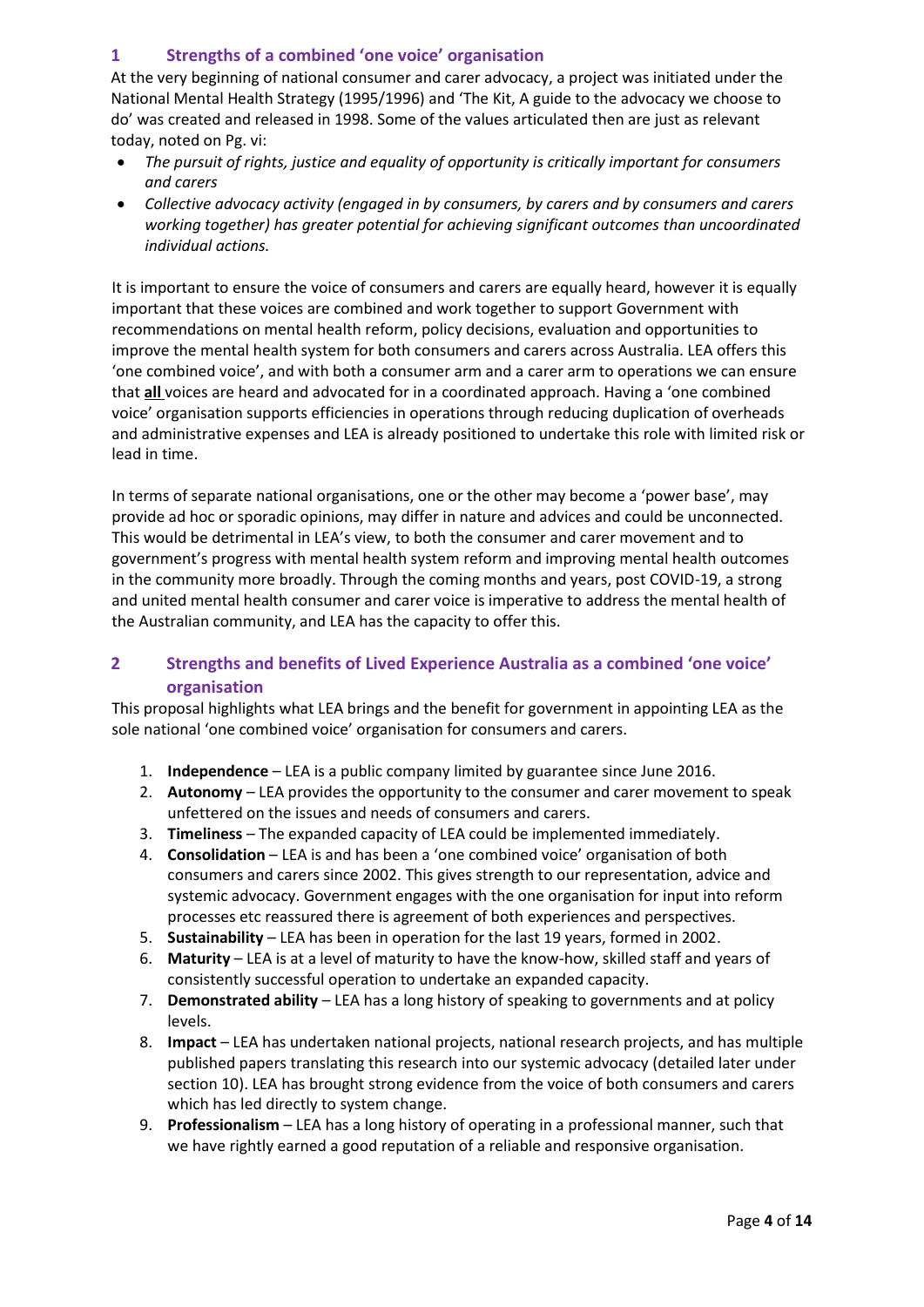## 1 Strengths of a combined 'one voice' organisation

At the very beginning of national consumer and carer advocacy, a project was initiated under the National Mental Health Strategy (1995/1996) and 'The Kit, A guide to the advocacy we choose to do' was created and released in 1998. Some of the values articulated then are just as relevant today, noted on Pg. vi:

- *The pursuit of rights, justice and equality of opportunity is critically important for consumers and carers*
- *Collective advocacy activity (engaged in by consumers, by carers and by consumers and carers working together) has greater potential for achieving significant outcomes than uncoordinated individual actions.*

It is important to ensure the voice of consumers and carers are equally heard, however it is equally important that these voices are combined and work together to support Government with recommendations on mental health reform, policy decisions, evaluation and opportunities to improve the mental health system for both consumers and carers across Australia. LEA offers this 'one combined voice', and with both a consumer arm and a carer arm to operations we can ensure that **all** voices are heard and advocated for in a coordinated approach. Having a 'one combined voice' organisation supports efficiencies in operations through reducing duplication of overheads and administrative expenses and LEA is already positioned to undertake this role with limited risk or lead in time.

In terms of separate national organisations, one or the other may become a 'power base', may provide ad hoc or sporadic opinions, may differ in nature and advices and could be unconnected. This would be detrimental in LEA's view, to both the consumer and carer movement and to government's progress with mental health system reform and improving mental health outcomes in the community more broadly. Through the coming months and years, post COVID-19, a strong and united mental health consumer and carer voice is imperative to address the mental health of the Australian community, and LEA has the capacity to offer this.

## 2 Strengths and benefits of Lived Experience Australia as a combined 'one voice' organisation

This proposal highlights what LEA brings and the benefit for government in appointing LEA as the sole national 'one combined voice' organisation for consumers and carers.

1. **Independence** – LEA is a public company limited by guarantee since June 2016.
2. **Autonomy** – LEA provides the opportunity to the consumer and carer movement to speak unfettered on the issues and needs of consumers and carers.
3. **Timeliness** – The expanded capacity of LEA could be implemented immediately.
4. **Consolidation** – LEA is and has been a 'one combined voice' organisation of both consumers and carers since 2002. This gives strength to our representation, advice and systemic advocacy. Government engages with the one organisation for input into reform processes etc reassured there is agreement of both experiences and perspectives.
5. **Sustainability** – LEA has been in operation for the last 19 years, formed in 2002.
6. **Maturity** – LEA is at a level of maturity to have the know-how, skilled staff and years of consistently successful operation to undertake an expanded capacity.
7. **Demonstrated ability** – LEA has a long history of speaking to governments and at policy levels.
8. **Impact** – LEA has undertaken national projects, national research projects, and has multiple published papers translating this research into our systemic advocacy (detailed later under section 10). LEA has brought strong evidence from the voice of both consumers and carers which has led directly to system change.
9. **Professionalism** – LEA has a long history of operating in a professional manner, such that we have rightly earned a good reputation of a reliable and responsive organisation.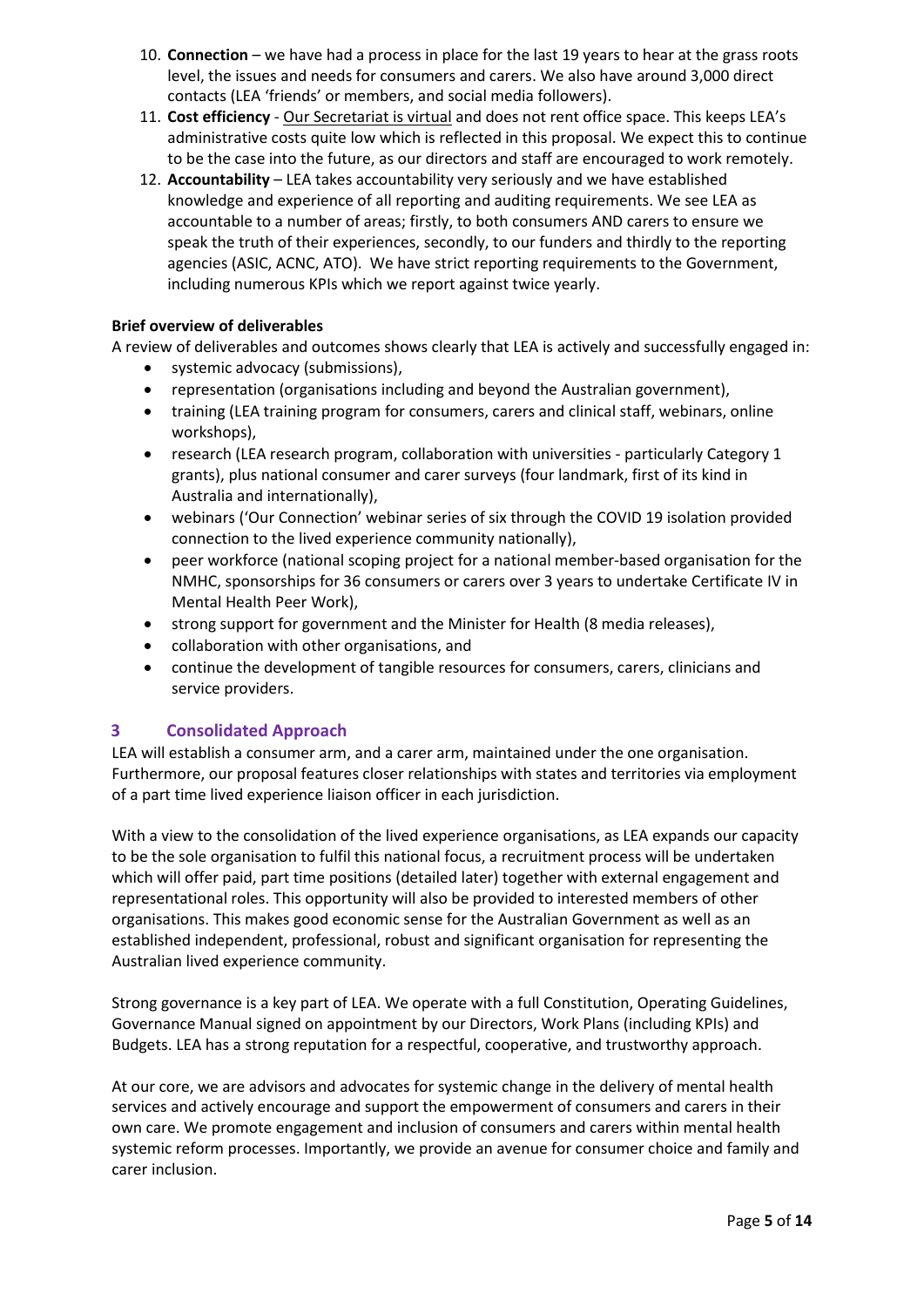10. **Connection** – we have had a process in place for the last 19 years to hear at the grass roots level, the issues and needs for consumers and carers. We also have around 3,000 direct contacts (LEA 'friends' or members, and social media followers).
11. **Cost efficiency** - Our Secretariat is virtual and does not rent office space. This keeps LEA's administrative costs quite low which is reflected in this proposal. We expect this to continue to be the case into the future, as our directors and staff are encouraged to work remotely.
12. **Accountability** – LEA takes accountability very seriously and we have established knowledge and experience of all reporting and auditing requirements. We see LEA as accountable to a number of areas; firstly, to both consumers AND carers to ensure we speak the truth of their experiences, secondly, to our funders and thirdly to the reporting agencies (ASIC, ACNC, ATO). We have strict reporting requirements to the Government, including numerous KPIs which we report against twice yearly.

**Brief overview of deliverables**

A review of deliverables and outcomes shows clearly that LEA is actively and successfully engaged in:

- systemic advocacy (submissions),
- representation (organisations including and beyond the Australian government),
- training (LEA training program for consumers, carers and clinical staff, webinars, online workshops),
- research (LEA research program, collaboration with universities - particularly Category 1 grants), plus national consumer and carer surveys (four landmark, first of its kind in Australia and internationally),
- webinars ('Our Connection' webinar series of six through the COVID 19 isolation provided connection to the lived experience community nationally),
- peer workforce (national scoping project for a national member-based organisation for the NMHC, sponsorships for 36 consumers or carers over 3 years to undertake Certificate IV in Mental Health Peer Work),
- strong support for government and the Minister for Health (8 media releases),
- collaboration with other organisations, and
- continue the development of tangible resources for consumers, carers, clinicians and service providers.

## 3 Consolidated Approach

LEA will establish a consumer arm, and a carer arm, maintained under the one organisation. Furthermore, our proposal features closer relationships with states and territories via employment of a part time lived experience liaison officer in each jurisdiction.

With a view to the consolidation of the lived experience organisations, as LEA expands our capacity to be the sole organisation to fulfil this national focus, a recruitment process will be undertaken which will offer paid, part time positions (detailed later) together with external engagement and representational roles. This opportunity will also be provided to interested members of other organisations. This makes good economic sense for the Australian Government as well as an established independent, professional, robust and significant organisation for representing the Australian lived experience community.

Strong governance is a key part of LEA. We operate with a full Constitution, Operating Guidelines, Governance Manual signed on appointment by our Directors, Work Plans (including KPIs) and Budgets. LEA has a strong reputation for a respectful, cooperative, and trustworthy approach.

At our core, we are advisors and advocates for systemic change in the delivery of mental health services and actively encourage and support the empowerment of consumers and carers in their own care. We promote engagement and inclusion of consumers and carers within mental health systemic reform processes. Importantly, we provide an avenue for consumer choice and family and carer inclusion.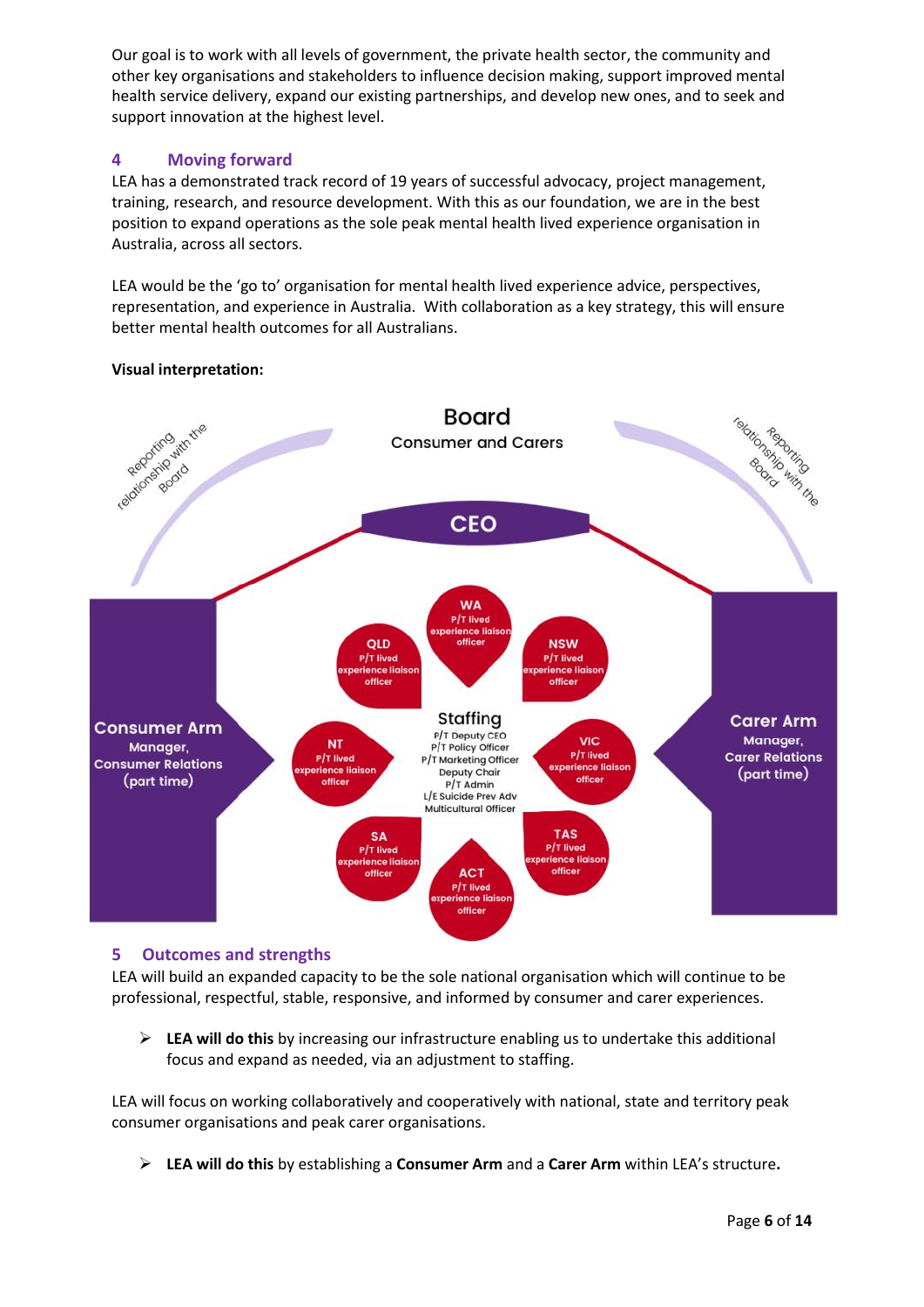Our goal is to work with all levels of government, the private health sector, the community and other key organisations and stakeholders to influence decision making, support improved mental health service delivery, expand our existing partnerships, and develop new ones, and to seek and support innovation at the highest level.

## 4 Moving forward

LEA has a demonstrated track record of 19 years of successful advocacy, project management, training, research, and resource development. With this as our foundation, we are in the best position to expand operations as the sole peak mental health lived experience organisation in Australia, across all sectors.

LEA would be the 'go to' organisation for mental health lived experience advice, perspectives, representation, and experience in Australia. With collaboration as a key strategy, this will ensure better mental health outcomes for all Australians.

**Visual interpretation:**

Board
Consumer and Carers

Reporting relationship with the Board

Reporting relationship with the Board

CEO

Consumer Arm
Manager, Consumer Relations (part time)

Carer Arm
Manager, Carer Relations (part time)

Staffing
P/T Deputy CEO
P/T Policy Officer
P/T Marketing Officer
Deputy Chair
P/T Admin
L/E Suicide Prev Adv
Multicultural Officer

WA – P/T lived experience liaison officer
NSW – P/T lived experience liaison officer
VIC – P/T lived experience liaison officer
TAS – P/T lived experience liaison officer
ACT – P/T lived experience liaison officer
SA – P/T lived experience liaison officer
NT – P/T lived experience liaison officer
QLD – P/T lived experience liaison officer

## 5 Outcomes and strengths

LEA will build an expanded capacity to be the sole national organisation which will continue to be professional, respectful, stable, responsive, and informed by consumer and carer experiences.

- **LEA will do this** by increasing our infrastructure enabling us to undertake this additional focus and expand as needed, via an adjustment to staffing.

LEA will focus on working collaboratively and cooperatively with national, state and territory peak consumer organisations and peak carer organisations.

- **LEA will do this** by establishing a **Consumer Arm** and a **Carer Arm** within LEA's structure**.**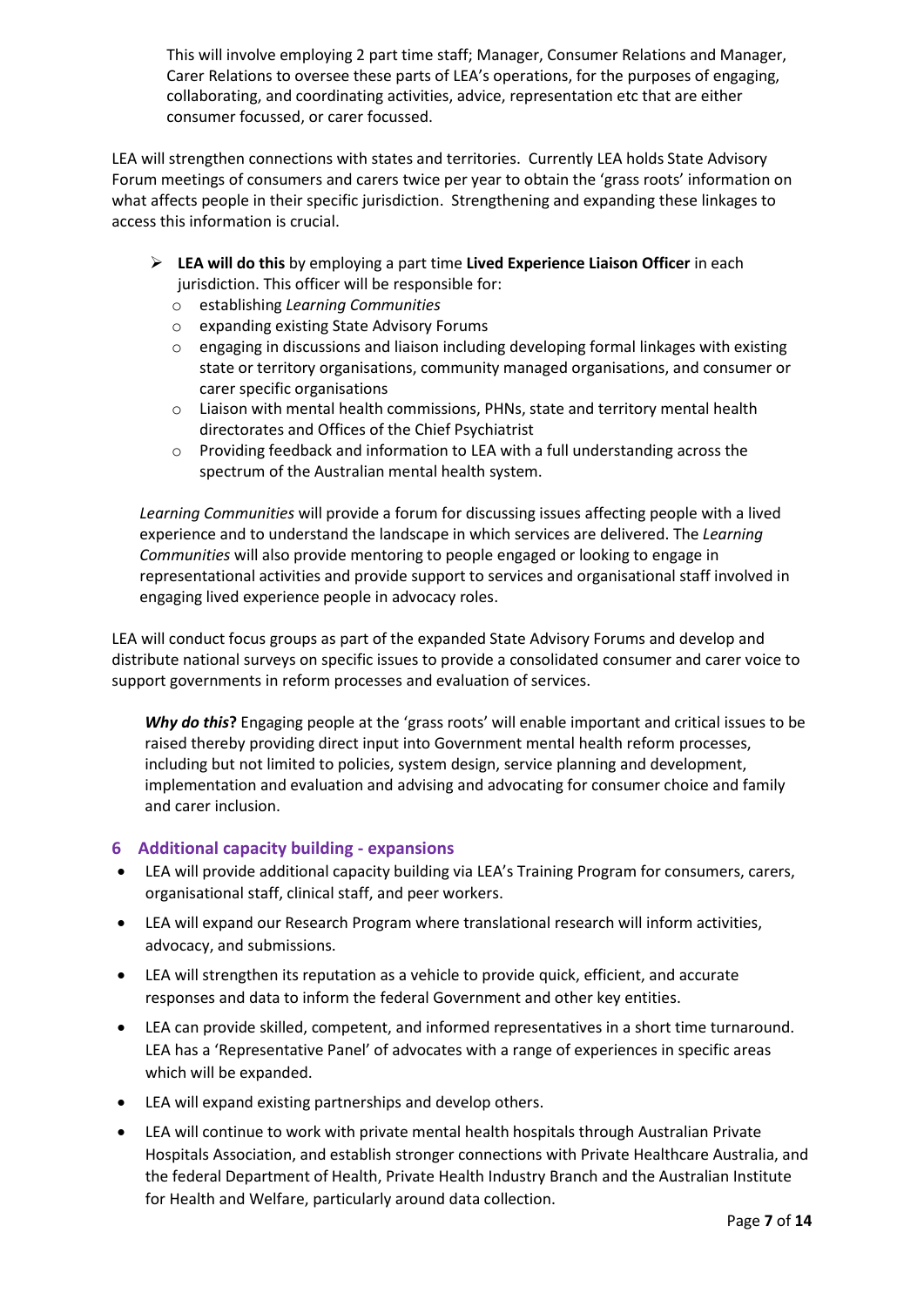This will involve employing 2 part time staff; Manager, Consumer Relations and Manager, Carer Relations to oversee these parts of LEA's operations, for the purposes of engaging, collaborating, and coordinating activities, advice, representation etc that are either consumer focussed, or carer focussed.

LEA will strengthen connections with states and territories. Currently LEA holds State Advisory Forum meetings of consumers and carers twice per year to obtain the 'grass roots' information on what affects people in their specific jurisdiction. Strengthening and expanding these linkages to access this information is crucial.

- **LEA will do this** by employing a part time **Lived Experience Liaison Officer** in each jurisdiction. This officer will be responsible for:
  - establishing *Learning Communities*
  - expanding existing State Advisory Forums
  - engaging in discussions and liaison including developing formal linkages with existing state or territory organisations, community managed organisations, and consumer or carer specific organisations
  - Liaison with mental health commissions, PHNs, state and territory mental health directorates and Offices of the Chief Psychiatrist
  - Providing feedback and information to LEA with a full understanding across the spectrum of the Australian mental health system.

*Learning Communities* will provide a forum for discussing issues affecting people with a lived experience and to understand the landscape in which services are delivered. The *Learning Communities* will also provide mentoring to people engaged or looking to engage in representational activities and provide support to services and organisational staff involved in engaging lived experience people in advocacy roles.

LEA will conduct focus groups as part of the expanded State Advisory Forums and develop and distribute national surveys on specific issues to provide a consolidated consumer and carer voice to support governments in reform processes and evaluation of services.

***Why do this*?** Engaging people at the 'grass roots' will enable important and critical issues to be raised thereby providing direct input into Government mental health reform processes, including but not limited to policies, system design, service planning and development, implementation and evaluation and advising and advocating for consumer choice and family and carer inclusion.

## 6 Additional capacity building - expansions

- LEA will provide additional capacity building via LEA's Training Program for consumers, carers, organisational staff, clinical staff, and peer workers.
- LEA will expand our Research Program where translational research will inform activities, advocacy, and submissions.
- LEA will strengthen its reputation as a vehicle to provide quick, efficient, and accurate responses and data to inform the federal Government and other key entities.
- LEA can provide skilled, competent, and informed representatives in a short time turnaround. LEA has a 'Representative Panel' of advocates with a range of experiences in specific areas which will be expanded.
- LEA will expand existing partnerships and develop others.
- LEA will continue to work with private mental health hospitals through Australian Private Hospitals Association, and establish stronger connections with Private Healthcare Australia, and the federal Department of Health, Private Health Industry Branch and the Australian Institute for Health and Welfare, particularly around data collection.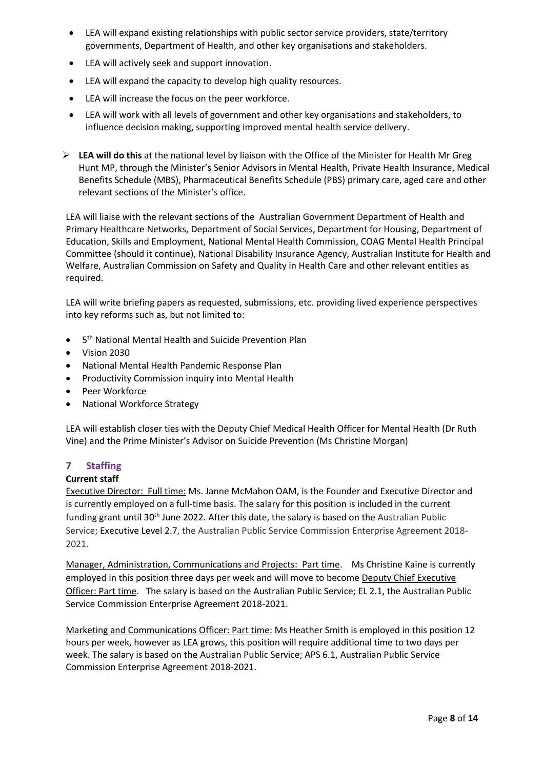- LEA will expand existing relationships with public sector service providers, state/territory governments, Department of Health, and other key organisations and stakeholders.
- LEA will actively seek and support innovation.
- LEA will expand the capacity to develop high quality resources.
- LEA will increase the focus on the peer workforce.
- LEA will work with all levels of government and other key organisations and stakeholders, to influence decision making, supporting improved mental health service delivery.

➢ **LEA will do this** at the national level by liaison with the Office of the Minister for Health Mr Greg Hunt MP, through the Minister's Senior Advisors in Mental Health, Private Health Insurance, Medical Benefits Schedule (MBS), Pharmaceutical Benefits Schedule (PBS) primary care, aged care and other relevant sections of the Minister's office.

LEA will liaise with the relevant sections of the Australian Government Department of Health and Primary Healthcare Networks, Department of Social Services, Department for Housing, Department of Education, Skills and Employment, National Mental Health Commission, COAG Mental Health Principal Committee (should it continue), National Disability Insurance Agency, Australian Institute for Health and Welfare, Australian Commission on Safety and Quality in Health Care and other relevant entities as required.

LEA will write briefing papers as requested, submissions, etc. providing lived experience perspectives into key reforms such as, but not limited to:

- 5th National Mental Health and Suicide Prevention Plan
- Vision 2030
- National Mental Health Pandemic Response Plan
- Productivity Commission inquiry into Mental Health
- Peer Workforce
- National Workforce Strategy

LEA will establish closer ties with the Deputy Chief Medical Health Officer for Mental Health (Dr Ruth Vine) and the Prime Minister's Advisor on Suicide Prevention (Ms Christine Morgan)

## 7 Staffing

**Current staff**

Executive Director: Full time: Ms. Janne McMahon OAM, is the Founder and Executive Director and is currently employed on a full-time basis. The salary for this position is included in the current funding grant until 30th June 2022. After this date, the salary is based on the Australian Public Service; Executive Level 2.7, the Australian Public Service Commission Enterprise Agreement 2018-2021.

Manager, Administration, Communications and Projects: Part time. Ms Christine Kaine is currently employed in this position three days per week and will move to become Deputy Chief Executive Officer: Part time. The salary is based on the Australian Public Service; EL 2.1, the Australian Public Service Commission Enterprise Agreement 2018-2021.

Marketing and Communications Officer: Part time: Ms Heather Smith is employed in this position 12 hours per week, however as LEA grows, this position will require additional time to two days per week. The salary is based on the Australian Public Service; APS 6.1, Australian Public Service Commission Enterprise Agreement 2018-2021.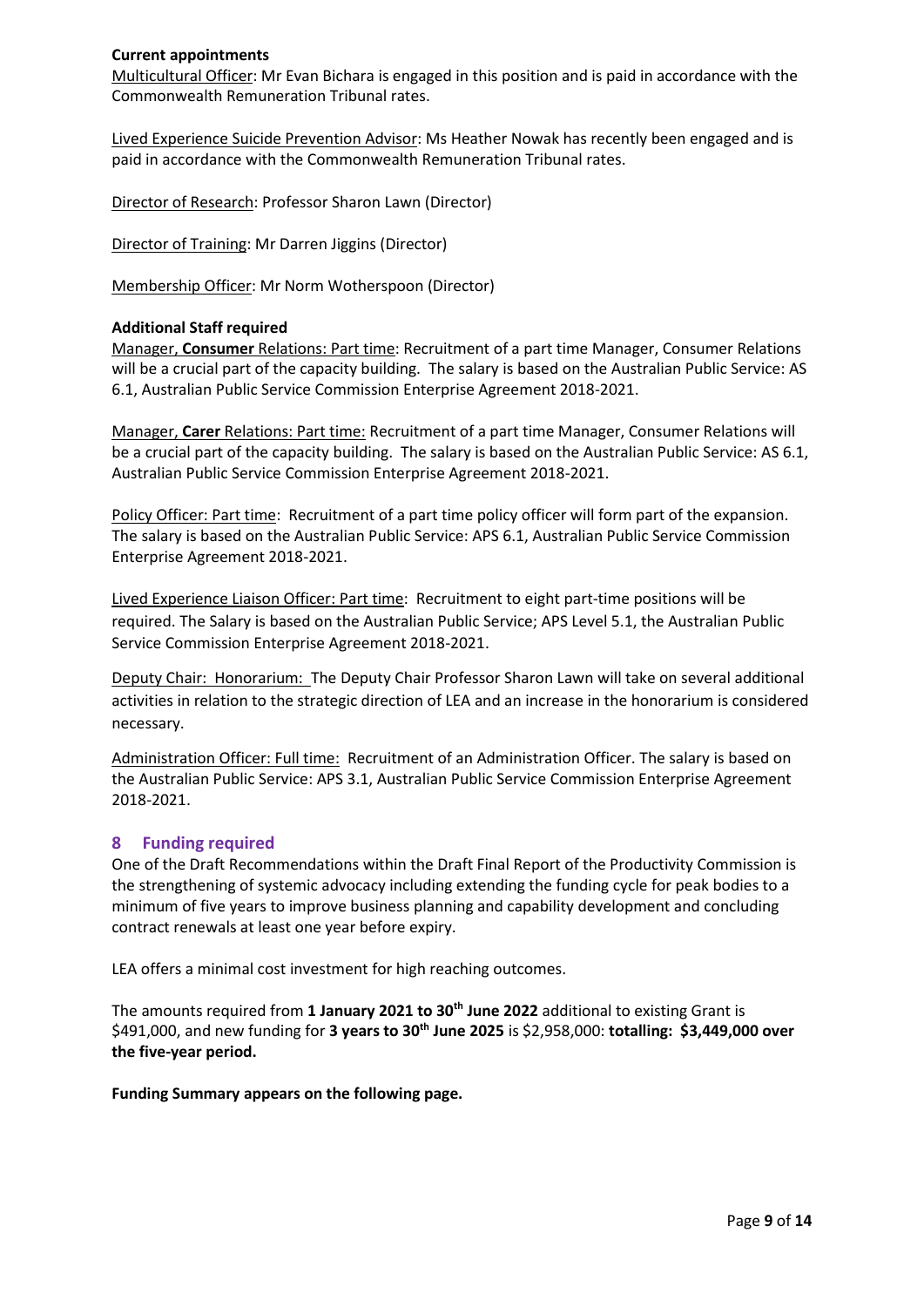**Current appointments**

Multicultural Officer: Mr Evan Bichara is engaged in this position and is paid in accordance with the Commonwealth Remuneration Tribunal rates.

Lived Experience Suicide Prevention Advisor: Ms Heather Nowak has recently been engaged and is paid in accordance with the Commonwealth Remuneration Tribunal rates.

Director of Research: Professor Sharon Lawn (Director)

Director of Training: Mr Darren Jiggins (Director)

Membership Officer: Mr Norm Wotherspoon (Director)

**Additional Staff required**

Manager, **Consumer** Relations: Part time: Recruitment of a part time Manager, Consumer Relations will be a crucial part of the capacity building. The salary is based on the Australian Public Service: AS 6.1, Australian Public Service Commission Enterprise Agreement 2018-2021.

Manager, **Carer** Relations: Part time: Recruitment of a part time Manager, Consumer Relations will be a crucial part of the capacity building. The salary is based on the Australian Public Service: AS 6.1, Australian Public Service Commission Enterprise Agreement 2018-2021.

Policy Officer: Part time: Recruitment of a part time policy officer will form part of the expansion. The salary is based on the Australian Public Service: APS 6.1, Australian Public Service Commission Enterprise Agreement 2018-2021.

Lived Experience Liaison Officer: Part time: Recruitment to eight part-time positions will be required. The Salary is based on the Australian Public Service; APS Level 5.1, the Australian Public Service Commission Enterprise Agreement 2018-2021.

Deputy Chair: Honorarium: The Deputy Chair Professor Sharon Lawn will take on several additional activities in relation to the strategic direction of LEA and an increase in the honorarium is considered necessary.

Administration Officer: Full time: Recruitment of an Administration Officer. The salary is based on the Australian Public Service: APS 3.1, Australian Public Service Commission Enterprise Agreement 2018-2021.

## 8 Funding required

One of the Draft Recommendations within the Draft Final Report of the Productivity Commission is the strengthening of systemic advocacy including extending the funding cycle for peak bodies to a minimum of five years to improve business planning and capability development and concluding contract renewals at least one year before expiry.

LEA offers a minimal cost investment for high reaching outcomes.

The amounts required from **1 January 2021 to 30th June 2022** additional to existing Grant is \$491,000, and new funding for **3 years to 30th June 2025** is \$2,958,000: **totalling: \$3,449,000 over the five-year period.**

**Funding Summary appears on the following page.**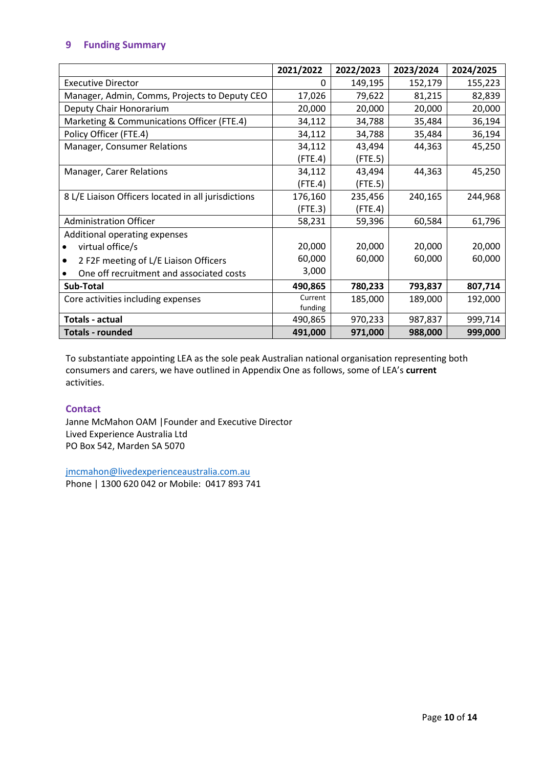## 9 Funding Summary

| | 2021/2022 | 2022/2023 | 2023/2024 | 2024/2025 |
|---|---|---|---|---|
| Executive Director | 0 | 149,195 | 152,179 | 155,223 |
| Manager, Admin, Comms, Projects to Deputy CEO | 17,026 | 79,622 | 81,215 | 82,839 |
| Deputy Chair Honorarium | 20,000 | 20,000 | 20,000 | 20,000 |
| Marketing & Communications Officer (FTE.4) | 34,112 | 34,788 | 35,484 | 36,194 |
| Policy Officer (FTE.4) | 34,112 | 34,788 | 35,484 | 36,194 |
| Manager, Consumer Relations | 34,112 (FTE.4) | 43,494 (FTE.5) | 44,363 | 45,250 |
| Manager, Carer Relations | 34,112 (FTE.4) | 43,494 (FTE.5) | 44,363 | 45,250 |
| 8 L/E Liaison Officers located in all jurisdictions | 176,160 (FTE.3) | 235,456 (FTE.4) | 240,165 | 244,968 |
| Administration Officer | 58,231 | 59,396 | 60,584 | 61,796 |
| Additional operating expenses | | | | |
| • virtual office/s | 20,000 | 20,000 | 20,000 | 20,000 |
| • 2 F2F meeting of L/E Liaison Officers | 60,000 | 60,000 | 60,000 | 60,000 |
| • One off recruitment and associated costs | 3,000 | | | |
| **Sub-Total** | **490,865** | **780,233** | **793,837** | **807,714** |
| Core activities including expenses | Current funding | 185,000 | 189,000 | 192,000 |
| **Totals - actual** | 490,865 | 970,233 | 987,837 | 999,714 |
| **Totals - rounded** | **491,000** | **971,000** | **988,000** | **999,000** |

To substantiate appointing LEA as the sole peak Australian national organisation representing both consumers and carers, we have outlined in Appendix One as follows, some of LEA's **current** activities.

### Contact

Janne McMahon OAM |Founder and Executive Director
Lived Experience Australia Ltd
PO Box 542, Marden SA 5070

jmcmahon@livedexperienceaustralia.com.au
Phone | 1300 620 042 or Mobile: 0417 893 741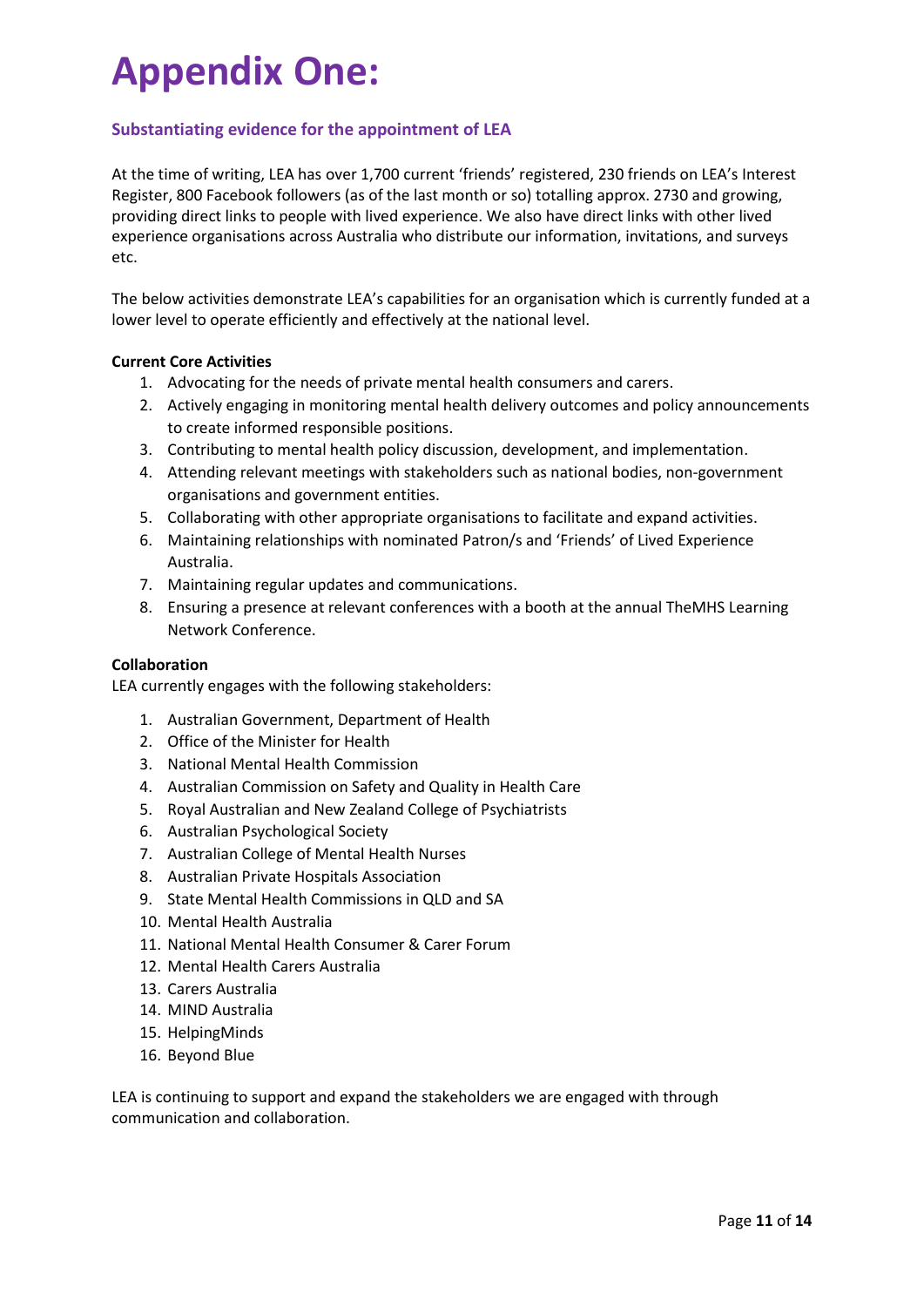# Appendix One:

### Substantiating evidence for the appointment of LEA

At the time of writing, LEA has over 1,700 current 'friends' registered, 230 friends on LEA's Interest Register, 800 Facebook followers (as of the last month or so) totalling approx. 2730 and growing, providing direct links to people with lived experience. We also have direct links with other lived experience organisations across Australia who distribute our information, invitations, and surveys etc.

The below activities demonstrate LEA's capabilities for an organisation which is currently funded at a lower level to operate efficiently and effectively at the national level.

**Current Core Activities**

1. Advocating for the needs of private mental health consumers and carers.
2. Actively engaging in monitoring mental health delivery outcomes and policy announcements to create informed responsible positions.
3. Contributing to mental health policy discussion, development, and implementation.
4. Attending relevant meetings with stakeholders such as national bodies, non-government organisations and government entities.
5. Collaborating with other appropriate organisations to facilitate and expand activities.
6. Maintaining relationships with nominated Patron/s and 'Friends' of Lived Experience Australia.
7. Maintaining regular updates and communications.
8. Ensuring a presence at relevant conferences with a booth at the annual TheMHS Learning Network Conference.

**Collaboration**

LEA currently engages with the following stakeholders:

1. Australian Government, Department of Health
2. Office of the Minister for Health
3. National Mental Health Commission
4. Australian Commission on Safety and Quality in Health Care
5. Royal Australian and New Zealand College of Psychiatrists
6. Australian Psychological Society
7. Australian College of Mental Health Nurses
8. Australian Private Hospitals Association
9. State Mental Health Commissions in QLD and SA
10. Mental Health Australia
11. National Mental Health Consumer & Carer Forum
12. Mental Health Carers Australia
13. Carers Australia
14. MIND Australia
15. HelpingMinds
16. Beyond Blue

LEA is continuing to support and expand the stakeholders we are engaged with through communication and collaboration.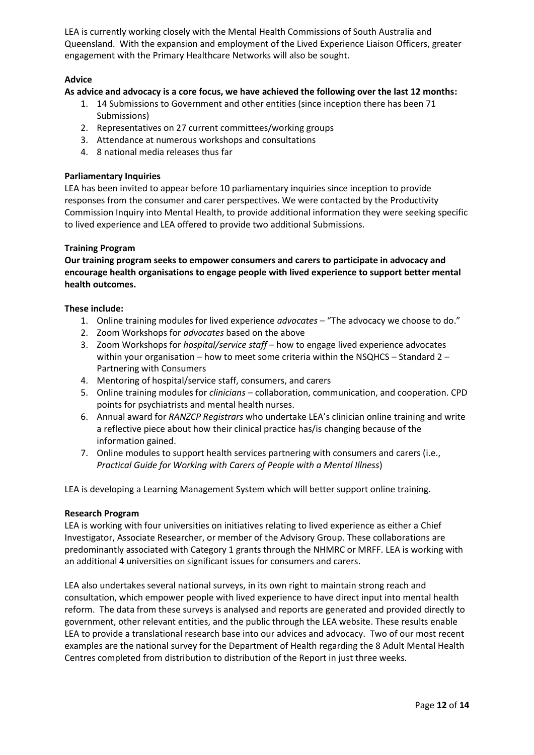LEA is currently working closely with the Mental Health Commissions of South Australia and Queensland. With the expansion and employment of the Lived Experience Liaison Officers, greater engagement with the Primary Healthcare Networks will also be sought.

**Advice**

**As advice and advocacy is a core focus, we have achieved the following over the last 12 months:**

1. 14 Submissions to Government and other entities (since inception there has been 71 Submissions)
2. Representatives on 27 current committees/working groups
3. Attendance at numerous workshops and consultations
4. 8 national media releases thus far

**Parliamentary Inquiries**

LEA has been invited to appear before 10 parliamentary inquiries since inception to provide responses from the consumer and carer perspectives. We were contacted by the Productivity Commission Inquiry into Mental Health, to provide additional information they were seeking specific to lived experience and LEA offered to provide two additional Submissions.

**Training Program**

**Our training program seeks to empower consumers and carers to participate in advocacy and encourage health organisations to engage people with lived experience to support better mental health outcomes.**

**These include:**

1. Online training modules for lived experience *advocates* – "The advocacy we choose to do."
2. Zoom Workshops for *advocates* based on the above
3. Zoom Workshops for *hospital/service staff* – how to engage lived experience advocates within your organisation – how to meet some criteria within the NSQHCS – Standard 2 – Partnering with Consumers
4. Mentoring of hospital/service staff, consumers, and carers
5. Online training modules for *clinicians* – collaboration, communication, and cooperation. CPD points for psychiatrists and mental health nurses.
6. Annual award for *RANZCP Registrars* who undertake LEA's clinician online training and write a reflective piece about how their clinical practice has/is changing because of the information gained.
7. Online modules to support health services partnering with consumers and carers (i.e., *Practical Guide for Working with Carers of People with a Mental Illness*)

LEA is developing a Learning Management System which will better support online training.

**Research Program**

LEA is working with four universities on initiatives relating to lived experience as either a Chief Investigator, Associate Researcher, or member of the Advisory Group. These collaborations are predominantly associated with Category 1 grants through the NHMRC or MRFF. LEA is working with an additional 4 universities on significant issues for consumers and carers.

LEA also undertakes several national surveys, in its own right to maintain strong reach and consultation, which empower people with lived experience to have direct input into mental health reform. The data from these surveys is analysed and reports are generated and provided directly to government, other relevant entities, and the public through the LEA website. These results enable LEA to provide a translational research base into our advices and advocacy. Two of our most recent examples are the national survey for the Department of Health regarding the 8 Adult Mental Health Centres completed from distribution to distribution of the Report in just three weeks.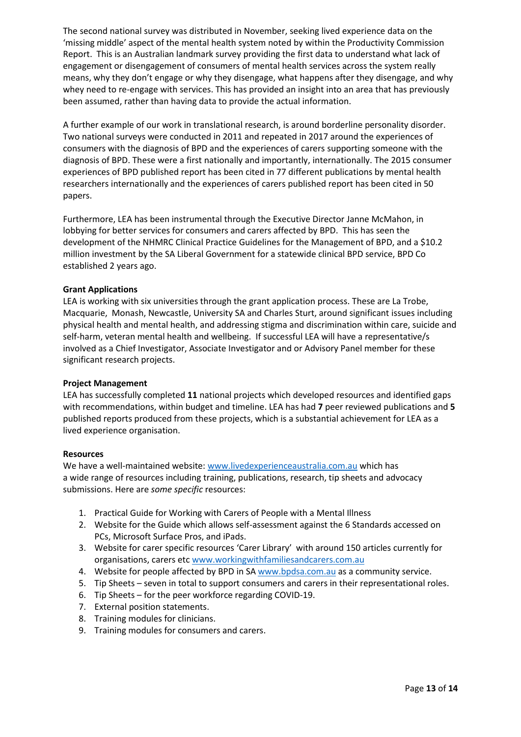The second national survey was distributed in November, seeking lived experience data on the 'missing middle' aspect of the mental health system noted by within the Productivity Commission Report. This is an Australian landmark survey providing the first data to understand what lack of engagement or disengagement of consumers of mental health services across the system really means, why they don't engage or why they disengage, what happens after they disengage, and why whey need to re-engage with services. This has provided an insight into an area that has previously been assumed, rather than having data to provide the actual information.

A further example of our work in translational research, is around borderline personality disorder. Two national surveys were conducted in 2011 and repeated in 2017 around the experiences of consumers with the diagnosis of BPD and the experiences of carers supporting someone with the diagnosis of BPD. These were a first nationally and importantly, internationally. The 2015 consumer experiences of BPD published report has been cited in 77 different publications by mental health researchers internationally and the experiences of carers published report has been cited in 50 papers.

Furthermore, LEA has been instrumental through the Executive Director Janne McMahon, in lobbying for better services for consumers and carers affected by BPD. This has seen the development of the NHMRC Clinical Practice Guidelines for the Management of BPD, and a $10.2 million investment by the SA Liberal Government for a statewide clinical BPD service, BPD Co established 2 years ago.

**Grant Applications**

LEA is working with six universities through the grant application process. These are La Trobe, Macquarie, Monash, Newcastle, University SA and Charles Sturt, around significant issues including physical health and mental health, and addressing stigma and discrimination within care, suicide and self-harm, veteran mental health and wellbeing. If successful LEA will have a representative/s involved as a Chief Investigator, Associate Investigator and or Advisory Panel member for these significant research projects.

**Project Management**

LEA has successfully completed **11** national projects which developed resources and identified gaps with recommendations, within budget and timeline. LEA has had **7** peer reviewed publications and **5** published reports produced from these projects, which is a substantial achievement for LEA as a lived experience organisation.

**Resources**

We have a well-maintained website: www.livedexperienceaustralia.com.au which has a wide range of resources including training, publications, research, tip sheets and advocacy submissions. Here are *some specific* resources:

1. Practical Guide for Working with Carers of People with a Mental Illness
2. Website for the Guide which allows self-assessment against the 6 Standards accessed on PCs, Microsoft Surface Pros, and iPads.
3. Website for carer specific resources 'Carer Library' with around 150 articles currently for organisations, carers etc www.workingwithfamiliesandcarers.com.au
4. Website for people affected by BPD in SA www.bpdsa.com.au as a community service.
5. Tip Sheets – seven in total to support consumers and carers in their representational roles.
6. Tip Sheets – for the peer workforce regarding COVID-19.
7. External position statements.
8. Training modules for clinicians.
9. Training modules for consumers and carers.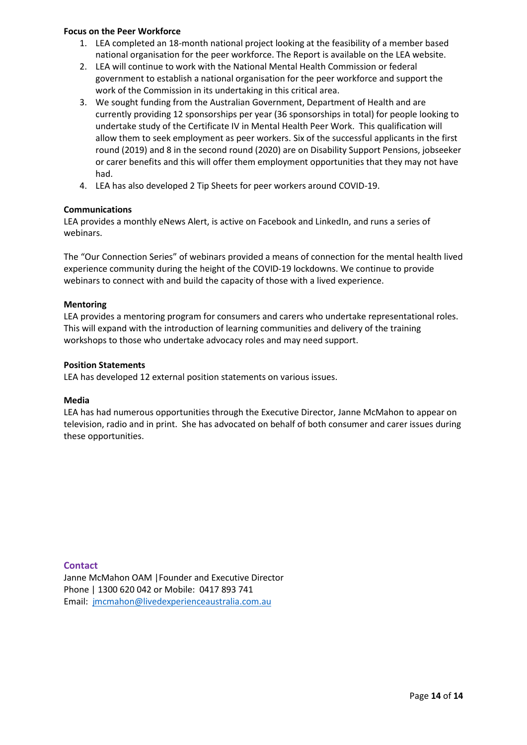**Focus on the Peer Workforce**

1. LEA completed an 18-month national project looking at the feasibility of a member based national organisation for the peer workforce. The Report is available on the LEA website.
2. LEA will continue to work with the National Mental Health Commission or federal government to establish a national organisation for the peer workforce and support the work of the Commission in its undertaking in this critical area.
3. We sought funding from the Australian Government, Department of Health and are currently providing 12 sponsorships per year (36 sponsorships in total) for people looking to undertake study of the Certificate IV in Mental Health Peer Work. This qualification will allow them to seek employment as peer workers. Six of the successful applicants in the first round (2019) and 8 in the second round (2020) are on Disability Support Pensions, jobseeker or carer benefits and this will offer them employment opportunities that they may not have had.
4. LEA has also developed 2 Tip Sheets for peer workers around COVID-19.

**Communications**

LEA provides a monthly eNews Alert, is active on Facebook and LinkedIn, and runs a series of webinars.

The "Our Connection Series" of webinars provided a means of connection for the mental health lived experience community during the height of the COVID-19 lockdowns. We continue to provide webinars to connect with and build the capacity of those with a lived experience.

**Mentoring**

LEA provides a mentoring program for consumers and carers who undertake representational roles. This will expand with the introduction of learning communities and delivery of the training workshops to those who undertake advocacy roles and may need support.

**Position Statements**

LEA has developed 12 external position statements on various issues.

**Media**

LEA has had numerous opportunities through the Executive Director, Janne McMahon to appear on television, radio and in print. She has advocated on behalf of both consumer and carer issues during these opportunities.

## Contact

Janne McMahon OAM |Founder and Executive Director
Phone | 1300 620 042 or Mobile: 0417 893 741
Email: jmcmahon@livedexperienceaustralia.com.au